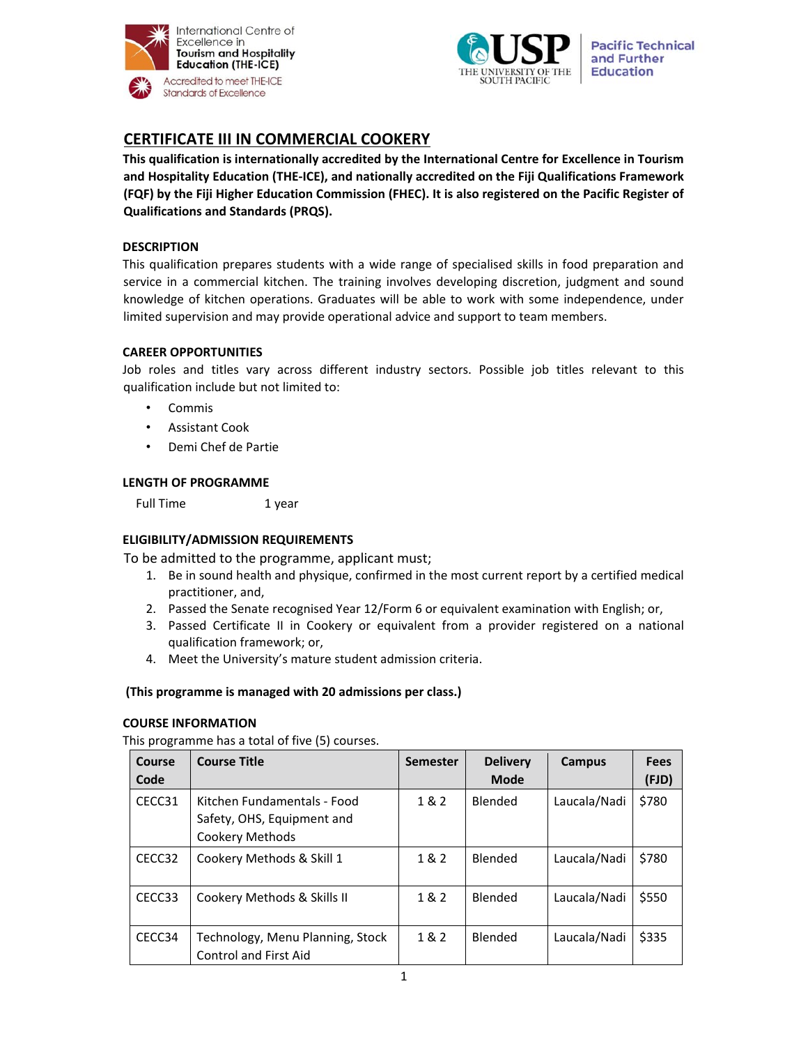International Centre of Excellence in Tourism and Hospitality Education (THE-ICE)
Accredited to meet THE-ICE Standards of Excellence

USP THE UNIVERSITY OF THE SOUTH PACIFIC | Pacific Technical and Further Education

# CERTIFICATE III IN COMMERCIAL COOKERY

**This qualification is internationally accredited by the International Centre for Excellence in Tourism and Hospitality Education (THE-ICE), and nationally accredited on the Fiji Qualifications Framework (FQF) by the Fiji Higher Education Commission (FHEC). It is also registered on the Pacific Register of Qualifications and Standards (PRQS).**

## DESCRIPTION

This qualification prepares students with a wide range of specialised skills in food preparation and service in a commercial kitchen. The training involves developing discretion, judgment and sound knowledge of kitchen operations. Graduates will be able to work with some independence, under limited supervision and may provide operational advice and support to team members.

## CAREER OPPORTUNITIES

Job roles and titles vary across different industry sectors. Possible job titles relevant to this qualification include but not limited to:

- Commis
- Assistant Cook
- Demi Chef de Partie

## LENGTH OF PROGRAMME

Full Time 1 year

## ELIGIBILITY/ADMISSION REQUIREMENTS

To be admitted to the programme, applicant must;

1. Be in sound health and physique, confirmed in the most current report by a certified medical practitioner, and,
2. Passed the Senate recognised Year 12/Form 6 or equivalent examination with English; or,
3. Passed Certificate II in Cookery or equivalent from a provider registered on a national qualification framework; or,
4. Meet the University's mature student admission criteria.

**(This programme is managed with 20 admissions per class.)**

## COURSE INFORMATION

This programme has a total of five (5) courses.

| Course Code | Course Title | Semester | Delivery Mode | Campus | Fees (FJD) |
|---|---|---|---|---|---|
| CECC31 | Kitchen Fundamentals - Food Safety, OHS, Equipment and Cookery Methods | 1 & 2 | Blended | Laucala/Nadi | $780 |
| CECC32 | Cookery Methods & Skill 1 | 1 & 2 | Blended | Laucala/Nadi | $780 |
| CECC33 | Cookery Methods & Skills II | 1 & 2 | Blended | Laucala/Nadi | $550 |
| CECC34 | Technology, Menu Planning, Stock Control and First Aid | 1 & 2 | Blended | Laucala/Nadi | $335 |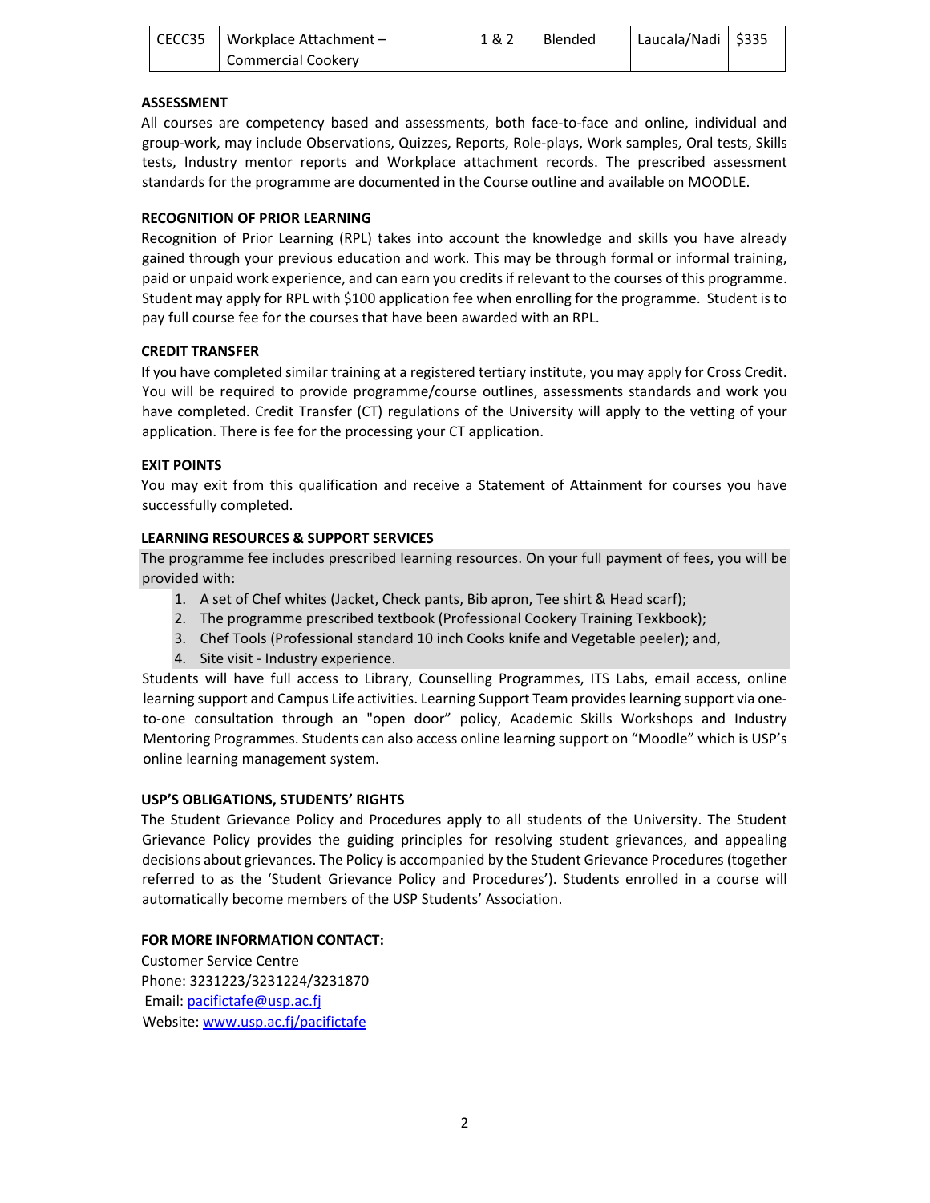| | | | | | |
|---|---|---|---|---|---|
| CECC35 | Workplace Attachment – Commercial Cookery | 1 & 2 | Blended | Laucala/Nadi | $335 |

**ASSESSMENT**

All courses are competency based and assessments, both face-to-face and online, individual and group-work, may include Observations, Quizzes, Reports, Role-plays, Work samples, Oral tests, Skills tests, Industry mentor reports and Workplace attachment records. The prescribed assessment standards for the programme are documented in the Course outline and available on MOODLE.

**RECOGNITION OF PRIOR LEARNING**

Recognition of Prior Learning (RPL) takes into account the knowledge and skills you have already gained through your previous education and work. This may be through formal or informal training, paid or unpaid work experience, and can earn you credits if relevant to the courses of this programme. Student may apply for RPL with $100 application fee when enrolling for the programme. Student is to pay full course fee for the courses that have been awarded with an RPL.

**CREDIT TRANSFER**

If you have completed similar training at a registered tertiary institute, you may apply for Cross Credit. You will be required to provide programme/course outlines, assessments standards and work you have completed. Credit Transfer (CT) regulations of the University will apply to the vetting of your application. There is fee for the processing your CT application.

**EXIT POINTS**

You may exit from this qualification and receive a Statement of Attainment for courses you have successfully completed.

**LEARNING RESOURCES & SUPPORT SERVICES**

The programme fee includes prescribed learning resources. On your full payment of fees, you will be provided with:

1. A set of Chef whites (Jacket, Check pants, Bib apron, Tee shirt & Head scarf);
2. The programme prescribed textbook (Professional Cookery Training Texkbook);
3. Chef Tools (Professional standard 10 inch Cooks knife and Vegetable peeler); and,
4. Site visit - Industry experience.

Students will have full access to Library, Counselling Programmes, ITS Labs, email access, online learning support and Campus Life activities. Learning Support Team provides learning support via one-to-one consultation through an "open door" policy, Academic Skills Workshops and Industry Mentoring Programmes. Students can also access online learning support on "Moodle" which is USP's online learning management system.

**USP'S OBLIGATIONS, STUDENTS' RIGHTS**

The Student Grievance Policy and Procedures apply to all students of the University. The Student Grievance Policy provides the guiding principles for resolving student grievances, and appealing decisions about grievances. The Policy is accompanied by the Student Grievance Procedures (together referred to as the 'Student Grievance Policy and Procedures'). Students enrolled in a course will automatically become members of the USP Students' Association.

**FOR MORE INFORMATION CONTACT:**

Customer Service Centre
Phone: 3231223/3231224/3231870
Email: pacifictafe@usp.ac.fj
Website: www.usp.ac.fj/pacifictafe